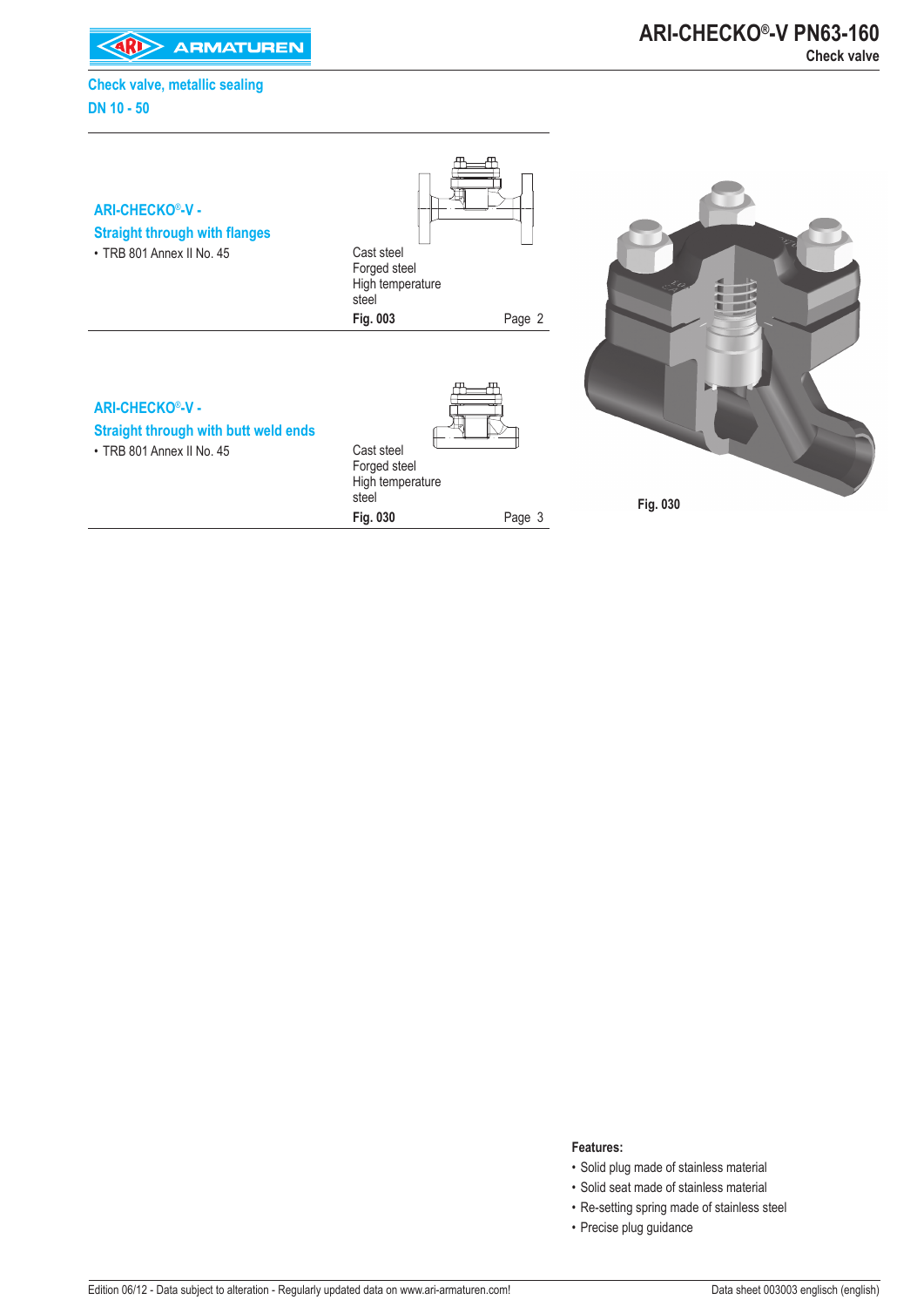# ARI-CHECKO®-V PN63-160

**Check valve**

## Check valve, metallic sealing
## DN 10 - 50

### ARI-CHECKO®-V - Straight through with flanges

- TRB 801 Annex II No. 45

Cast steel
Forged steel
High temperature steel

**Fig. 003** Page 2

### ARI-CHECKO®-V - Straight through with butt weld ends

- TRB 801 Annex II No. 45

Cast steel
Forged steel
High temperature steel

**Fig. 030** Page 3

Fig. 030

**Features:**

- Solid plug made of stainless material
- Solid seat made of stainless material
- Re-setting spring made of stainless steel
- Precise plug guidance

Edition 06/12 - Data subject to alteration - Regularly updated data on www.ari-armaturen.com!

Data sheet 003003 englisch (english)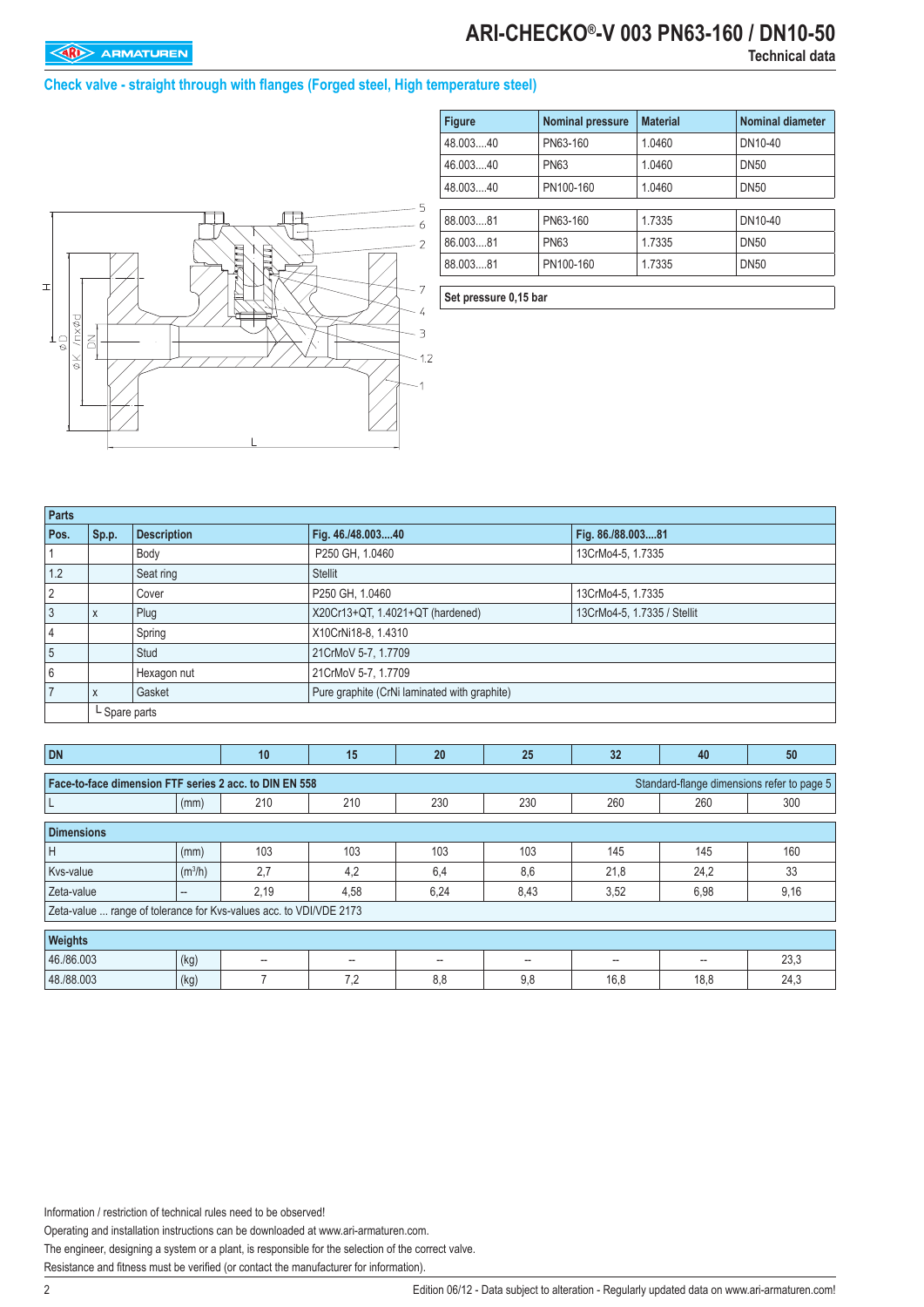# ARI-CHECKO®-V 003 PN63-160 / DN10-50

Technical data

## Check valve - straight through with flanges (Forged steel, High temperature steel)

| Figure | Nominal pressure | Material | Nominal diameter |
|---|---|---|---|
| 48.003....40 | PN63-160 | 1.0460 | DN10-40 |
| 46.003....40 | PN63 | 1.0460 | DN50 |
| 48.003....40 | PN100-160 | 1.0460 | DN50 |
| 88.003....81 | PN63-160 | 1.7335 | DN10-40 |
| 86.003....81 | PN63 | 1.7335 | DN50 |
| 88.003....81 | PN100-160 | 1.7335 | DN50 |

**Set pressure 0,15 bar**

| Parts | | | | |
|---|---|---|---|---|
| **Pos.** | **Sp.p.** | **Description** | **Fig. 46./48.003....40** | **Fig. 86./88.003....81** |
| 1 | | Body | P250 GH, 1.0460 | 13CrMo4-5, 1.7335 |
| 1.2 | | Seat ring | Stellit | |
| 2 | | Cover | P250 GH, 1.0460 | 13CrMo4-5, 1.7335 |
| 3 | x | Plug | X20Cr13+QT, 1.4021+QT (hardened) | 13CrMo4-5, 1.7335 / Stellit |
| 4 | | Spring | X10CrNi18-8, 1.4310 | |
| 5 | | Stud | 21CrMoV 5-7, 1.7709 | |
| 6 | | Hexagon nut | 21CrMoV 5-7, 1.7709 | |
| 7 | x | Gasket | Pure graphite (CrNi laminated with graphite) | |
| | └ Spare parts | | | |

| DN | | 10 | 15 | 20 | 25 | 32 | 40 | 50 |
|---|---|---|---|---|---|---|---|---|
| **Face-to-face dimension FTF series 2 acc. to DIN EN 558** | | | | | | Standard-flange dimensions refer to page 5 | | |
| L | (mm) | 210 | 210 | 230 | 230 | 260 | 260 | 300 |
| **Dimensions** | | | | | | | | |
| H | (mm) | 103 | 103 | 103 | 103 | 145 | 145 | 160 |
| Kvs-value | ($m^3$/h) | 2,7 | 4,2 | 6,4 | 8,6 | 21,8 | 24,2 | 33 |
| Zeta-value | -- | 2,19 | 4,58 | 6,24 | 8,43 | 3,52 | 6,98 | 9,16 |
| Zeta-value ... range of tolerance for Kvs-values acc. to VDI/VDE 2173 | | | | | | | | |
| **Weights** | | | | | | | | |
| 46./86.003 | (kg) | -- | -- | -- | -- | -- | -- | 23,3 |
| 48./88.003 | (kg) | 7 | 7,2 | 8,8 | 9,8 | 16,8 | 18,8 | 24,3 |

Information / restriction of technical rules need to be observed!

Operating and installation instructions can be downloaded at www.ari-armaturen.com.

The engineer, designing a system or a plant, is responsible for the selection of the correct valve.

Resistance and fitness must be verified (or contact the manufacturer for information).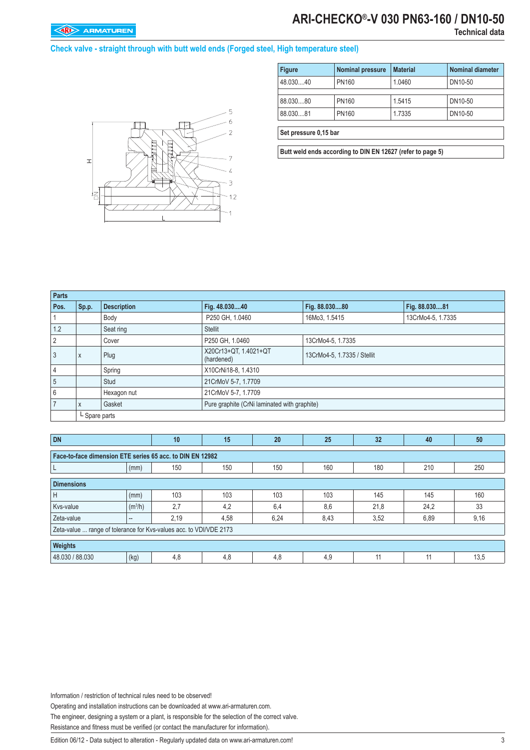## Check valve - straight through with butt weld ends (Forged steel, High temperature steel)

| Figure | Nominal pressure | Material | Nominal diameter |
|---|---|---|---|
| 48.030....40 | PN160 | 1.0460 | DN10-50 |
| | | | |
| 88.030....80 | PN160 | 1.5415 | DN10-50 |
| 88.030....81 | PN160 | 1.7335 | DN10-50 |

**Set pressure 0,15 bar**

**Butt weld ends according to DIN EN 12627 (refer to page 5)**

| Parts | | | | | |
|---|---|---|---|---|---|
| **Pos.** | **Sp.p.** | **Description** | **Fig. 48.030....40** | **Fig. 88.030....80** | **Fig. 88.030....81** |
| 1 | | Body | P250 GH, 1.0460 | 16Mo3, 1.5415 | 13CrMo4-5, 1.7335 |
| 1.2 | | Seat ring | Stellit | | |
| 2 | | Cover | P250 GH, 1.0460 | 13CrMo4-5, 1.7335 | |
| 3 | x | Plug | X20Cr13+QT, 1.4021+QT (hardened) | 13CrMo4-5, 1.7335 / Stellit | |
| 4 | | Spring | X10CrNi18-8, 1.4310 | | |
| 5 | | Stud | 21CrMoV 5-7, 1.7709 | | |
| 6 | | Hexagon nut | 21CrMoV 5-7, 1.7709 | | |
| 7 | x | Gasket | Pure graphite (CrNi laminated with graphite) | | |
| | └ Spare parts | | | | |

| DN | | 10 | 15 | 20 | 25 | 32 | 40 | 50 |
|---|---|---|---|---|---|---|---|---|
| **Face-to-face dimension ETE series 65 acc. to DIN EN 12982** | | | | | | | | |
| L | (mm) | 150 | 150 | 150 | 160 | 180 | 210 | 250 |
| **Dimensions** | | | | | | | | |
| H | (mm) | 103 | 103 | 103 | 103 | 145 | 145 | 160 |
| Kvs-value | ($m^3$/h) | 2,7 | 4,2 | 6,4 | 8,6 | 21,8 | 24,2 | 33 |
| Zeta-value | -- | 2,19 | 4,58 | 6,24 | 8,43 | 3,52 | 6,89 | 9,16 |
| Zeta-value ... range of tolerance for Kvs-values acc. to VDI/VDE 2173 | | | | | | | | |
| **Weights** | | | | | | | | |
| 48.030 / 88.030 | (kg) | 4,8 | 4,8 | 4,8 | 4,9 | 11 | 11 | 13,5 |

Information / restriction of technical rules need to be observed!
Operating and installation instructions can be downloaded at www.ari-armaturen.com.
The engineer, designing a system or a plant, is responsible for the selection of the correct valve.
Resistance and fitness must be verified (or contact the manufacturer for information).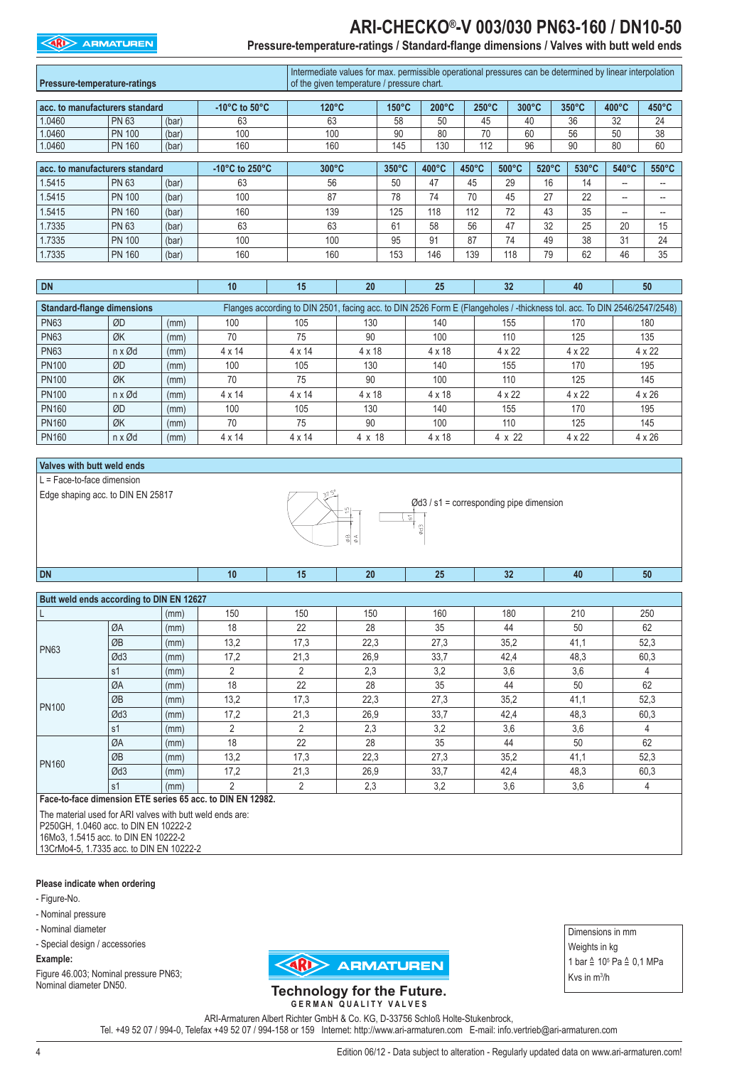# ARI-CHECKO®-V 003/030 PN63-160 / DN10-50

## Pressure-temperature-ratings / Standard-flange dimensions / Valves with butt weld ends

**Pressure-temperature-ratings**

Intermediate values for max. permissible operational pressures can be determined by linear interpolation of the given temperature / pressure chart.

| acc. to manufacturers standard | | | -10°C to 50°C | 120°C | 150°C | 200°C | 250°C | 300°C | 350°C | 400°C | 450°C |
|---|---|---|---|---|---|---|---|---|---|---|---|
| 1.0460 | PN 63 | (bar) | 63 | 63 | 58 | 50 | 45 | 40 | 36 | 32 | 24 |
| 1.0460 | PN 100 | (bar) | 100 | 100 | 90 | 80 | 70 | 60 | 56 | 50 | 38 |
| 1.0460 | PN 160 | (bar) | 160 | 160 | 145 | 130 | 112 | 96 | 90 | 80 | 60 |

| acc. to manufacturers standard | | | -10°C to 250°C | 300°C | 350°C | 400°C | 450°C | 500°C | 520°C | 530°C | 540°C | 550°C |
|---|---|---|---|---|---|---|---|---|---|---|---|---|
| 1.5415 | PN 63 | (bar) | 63 | 56 | 50 | 47 | 45 | 29 | 16 | 14 | -- | -- |
| 1.5415 | PN 100 | (bar) | 100 | 87 | 78 | 74 | 70 | 45 | 27 | 22 | -- | -- |
| 1.5415 | PN 160 | (bar) | 160 | 139 | 125 | 118 | 112 | 72 | 43 | 35 | -- | -- |
| 1.7335 | PN 63 | (bar) | 63 | 63 | 61 | 58 | 56 | 47 | 32 | 25 | 20 | 15 |
| 1.7335 | PN 100 | (bar) | 100 | 100 | 95 | 91 | 87 | 74 | 49 | 38 | 31 | 24 |
| 1.7335 | PN 160 | (bar) | 160 | 160 | 153 | 146 | 139 | 118 | 79 | 62 | 46 | 35 |

**Standard-flange dimensions**

Flanges according to DIN 2501, facing acc. to DIN 2526 Form E (Flangeholes / -thickness tol. acc. To DIN 2546/2547/2548)

| DN | | | 10 | 15 | 20 | 25 | 32 | 40 | 50 |
|---|---|---|---|---|---|---|---|---|---|
| PN63 | ØD | (mm) | 100 | 105 | 130 | 140 | 155 | 170 | 180 |
| PN63 | ØK | (mm) | 70 | 75 | 90 | 100 | 110 | 125 | 135 |
| PN63 | n x Ød | (mm) | 4 x 14 | 4 x 14 | 4 x 18 | 4 x 18 | 4 x 22 | 4 x 22 | 4 x 22 |
| PN100 | ØD | (mm) | 100 | 105 | 130 | 140 | 155 | 170 | 195 |
| PN100 | ØK | (mm) | 70 | 75 | 90 | 100 | 110 | 125 | 145 |
| PN100 | n x Ød | (mm) | 4 x 14 | 4 x 14 | 4 x 18 | 4 x 18 | 4 x 22 | 4 x 22 | 4 x 26 |
| PN160 | ØD | (mm) | 100 | 105 | 130 | 140 | 155 | 170 | 195 |
| PN160 | ØK | (mm) | 70 | 75 | 90 | 100 | 110 | 125 | 145 |
| PN160 | n x Ød | (mm) | 4 x 14 | 4 x 14 | 4 x 18 | 4 x 18 | 4 x 22 | 4 x 22 | 4 x 26 |

**Valves with butt weld ends**

L = Face-to-face dimension

Edge shaping acc. to DIN EN 25817

37,5°  1,5  ØB  ØA  s1  Ød3

Ød3 / s1 = corresponding pipe dimension

**Butt weld ends according to DIN EN 12627**

| DN | | | 10 | 15 | 20 | 25 | 32 | 40 | 50 |
|---|---|---|---|---|---|---|---|---|---|
| L | | (mm) | 150 | 150 | 150 | 160 | 180 | 210 | 250 |
| PN63 | ØA | (mm) | 18 | 22 | 28 | 35 | 44 | 50 | 62 |
| | ØB | (mm) | 13,2 | 17,3 | 22,3 | 27,3 | 35,2 | 41,1 | 52,3 |
| | Ød3 | (mm) | 17,2 | 21,3 | 26,9 | 33,7 | 42,4 | 48,3 | 60,3 |
| | s1 | (mm) | 2 | 2 | 2,3 | 3,2 | 3,6 | 3,6 | 4 |
| PN100 | ØA | (mm) | 18 | 22 | 28 | 35 | 44 | 50 | 62 |
| | ØB | (mm) | 13,2 | 17,3 | 22,3 | 27,3 | 35,2 | 41,1 | 52,3 |
| | Ød3 | (mm) | 17,2 | 21,3 | 26,9 | 33,7 | 42,4 | 48,3 | 60,3 |
| | s1 | (mm) | 2 | 2 | 2,3 | 3,2 | 3,6 | 3,6 | 4 |
| PN160 | ØA | (mm) | 18 | 22 | 28 | 35 | 44 | 50 | 62 |
| | ØB | (mm) | 13,2 | 17,3 | 22,3 | 27,3 | 35,2 | 41,1 | 52,3 |
| | Ød3 | (mm) | 17,2 | 21,3 | 26,9 | 33,7 | 42,4 | 48,3 | 60,3 |
| | s1 | (mm) | 2 | 2 | 2,3 | 3,2 | 3,6 | 3,6 | 4 |

**Face-to-face dimension ETE series 65 acc. to DIN EN 12982.**

The material used for ARI valves with butt weld ends are:
P250GH, 1.0460 acc. to DIN EN 10222-2
16Mo3, 1.5415 acc. to DIN EN 10222-2
13CrMo4-5, 1.7335 acc. to DIN EN 10222-2

**Please indicate when ordering**

- Figure-No.
- Nominal pressure
- Nominal diameter
- Special design / accessories

**Example:**

Figure 46.003; Nominal pressure PN63; Nominal diameter DN50.

Dimensions in mm
Weights in kg
1 bar ≙ $10^5$ Pa ≙ 0,1 MPa
Kvs in $m^3/h$

ARI ARMATUREN

**Technology for the Future.**
GERMAN QUALITY VALVES

ARI-Armaturen Albert Richter GmbH & Co. KG, D-33756 Schloß Holte-Stukenbrock,
Tel. +49 52 07 / 994-0, Telefax +49 52 07 / 994-158 or 159 Internet: http://www.ari-armaturen.com E-mail: info.vertrieb@ari-armaturen.com

Edition 06/12 - Data subject to alteration - Regularly updated data on www.ari-armaturen.com!